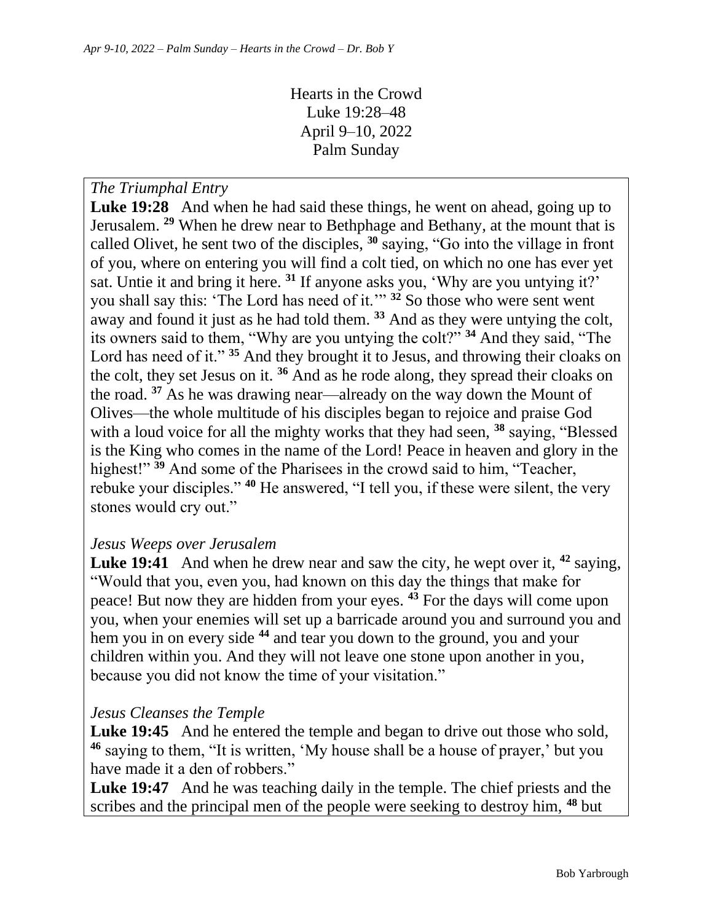Hearts in the Crowd
Luke 19:28–48
April 9–10, 2022
Palm Sunday

*The Triumphal Entry*

**Luke 19:28** And when he had said these things, he went on ahead, going up to Jerusalem. [29] When he drew near to Bethphage and Bethany, at the mount that is called Olivet, he sent two of the disciples, [30] saying, "Go into the village in front of you, where on entering you will find a colt tied, on which no one has ever yet sat. Untie it and bring it here. [31] If anyone asks you, 'Why are you untying it?' you shall say this: 'The Lord has need of it.'" [32] So those who were sent went away and found it just as he had told them. [33] And as they were untying the colt, its owners said to them, "Why are you untying the colt?" [34] And they said, "The Lord has need of it." [35] And they brought it to Jesus, and throwing their cloaks on the colt, they set Jesus on it. [36] And as he rode along, they spread their cloaks on the road. [37] As he was drawing near—already on the way down the Mount of Olives—the whole multitude of his disciples began to rejoice and praise God with a loud voice for all the mighty works that they had seen, [38] saying, "Blessed is the King who comes in the name of the Lord! Peace in heaven and glory in the highest!" [39] And some of the Pharisees in the crowd said to him, "Teacher, rebuke your disciples." [40] He answered, "I tell you, if these were silent, the very stones would cry out."

*Jesus Weeps over Jerusalem*

**Luke 19:41** And when he drew near and saw the city, he wept over it, [42] saying, "Would that you, even you, had known on this day the things that make for peace! But now they are hidden from your eyes. [43] For the days will come upon you, when your enemies will set up a barricade around you and surround you and hem you in on every side [44] and tear you down to the ground, you and your children within you. And they will not leave one stone upon another in you, because you did not know the time of your visitation."

*Jesus Cleanses the Temple*

**Luke 19:45** And he entered the temple and began to drive out those who sold, [46] saying to them, "It is written, 'My house shall be a house of prayer,' but you have made it a den of robbers."

**Luke 19:47** And he was teaching daily in the temple. The chief priests and the scribes and the principal men of the people were seeking to destroy him, [48] but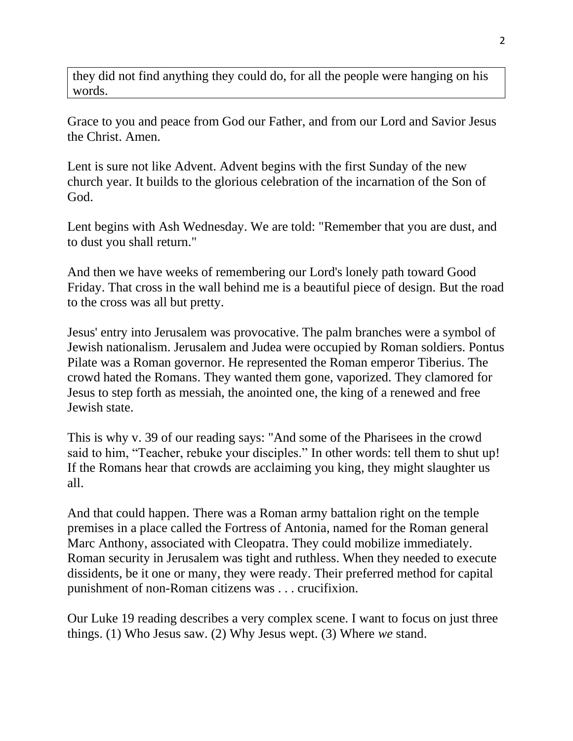they did not find anything they could do, for all the people were hanging on his words.

Grace to you and peace from God our Father, and from our Lord and Savior Jesus the Christ. Amen.

Lent is sure not like Advent. Advent begins with the first Sunday of the new church year. It builds to the glorious celebration of the incarnation of the Son of God.

Lent begins with Ash Wednesday. We are told: "Remember that you are dust, and to dust you shall return."

And then we have weeks of remembering our Lord's lonely path toward Good Friday. That cross in the wall behind me is a beautiful piece of design. But the road to the cross was all but pretty.

Jesus' entry into Jerusalem was provocative. The palm branches were a symbol of Jewish nationalism. Jerusalem and Judea were occupied by Roman soldiers. Pontus Pilate was a Roman governor. He represented the Roman emperor Tiberius. The crowd hated the Romans. They wanted them gone, vaporized. They clamored for Jesus to step forth as messiah, the anointed one, the king of a renewed and free Jewish state.

This is why v. 39 of our reading says: "And some of the Pharisees in the crowd said to him, “Teacher, rebuke your disciples.” In other words: tell them to shut up! If the Romans hear that crowds are acclaiming you king, they might slaughter us all.

And that could happen. There was a Roman army battalion right on the temple premises in a place called the Fortress of Antonia, named for the Roman general Marc Anthony, associated with Cleopatra. They could mobilize immediately. Roman security in Jerusalem was tight and ruthless. When they needed to execute dissidents, be it one or many, they were ready. Their preferred method for capital punishment of non-Roman citizens was . . . crucifixion.

Our Luke 19 reading describes a very complex scene. I want to focus on just three things. (1) Who Jesus saw. (2) Why Jesus wept. (3) Where *we* stand.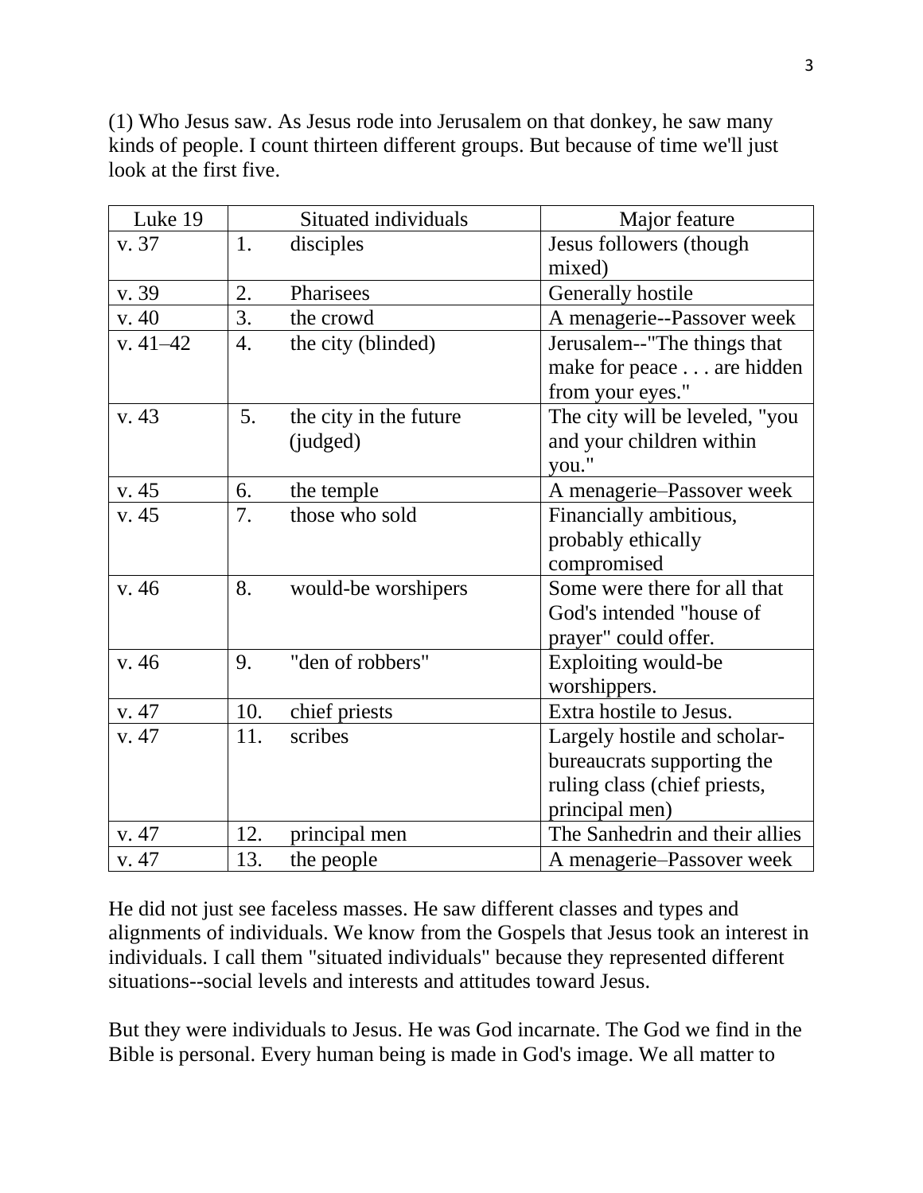(1) Who Jesus saw. As Jesus rode into Jerusalem on that donkey, he saw many kinds of people. I count thirteen different groups. But because of time we'll just look at the first five.

| Luke 19 | Situated individuals | Major feature |
|---|---|---|
| v. 37 | 1. disciples | Jesus followers (though mixed) |
| v. 39 | 2. Pharisees | Generally hostile |
| v. 40 | 3. the crowd | A menagerie--Passover week |
| v. 41–42 | 4. the city (blinded) | Jerusalem--"The things that make for peace . . . are hidden from your eyes." |
| v. 43 | 5. the city in the future (judged) | The city will be leveled, "you and your children within you." |
| v. 45 | 6. the temple | A menagerie–Passover week |
| v. 45 | 7. those who sold | Financially ambitious, probably ethically compromised |
| v. 46 | 8. would-be worshipers | Some were there for all that God's intended "house of prayer" could offer. |
| v. 46 | 9. "den of robbers" | Exploiting would-be worshippers. |
| v. 47 | 10. chief priests | Extra hostile to Jesus. |
| v. 47 | 11. scribes | Largely hostile and scholar-bureaucrats supporting the ruling class (chief priests, principal men) |
| v. 47 | 12. principal men | The Sanhedrin and their allies |
| v. 47 | 13. the people | A menagerie–Passover week |

He did not just see faceless masses. He saw different classes and types and alignments of individuals. We know from the Gospels that Jesus took an interest in individuals. I call them "situated individuals" because they represented different situations--social levels and interests and attitudes toward Jesus.

But they were individuals to Jesus. He was God incarnate. The God we find in the Bible is personal. Every human being is made in God's image. We all matter to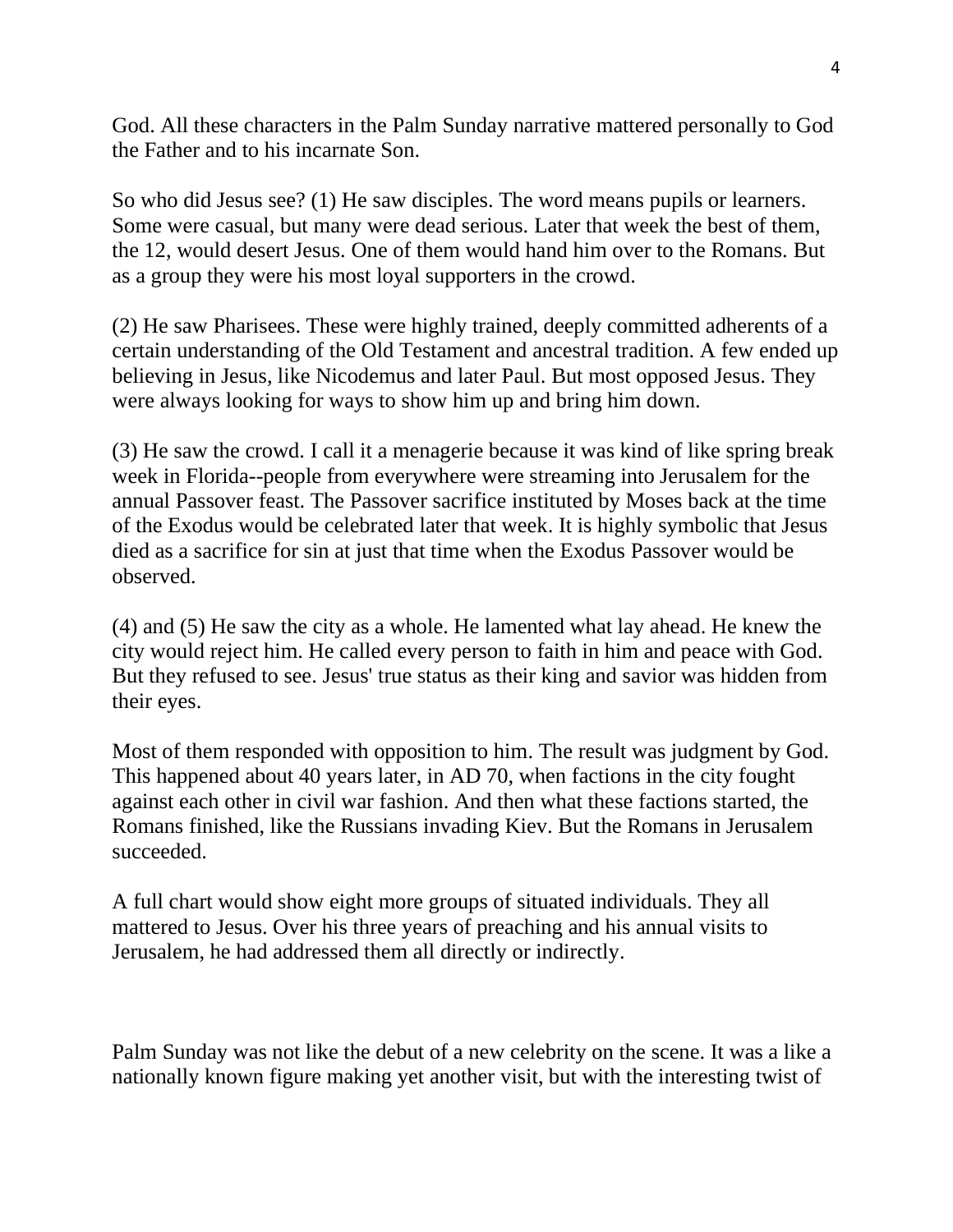God. All these characters in the Palm Sunday narrative mattered personally to God the Father and to his incarnate Son.

So who did Jesus see? (1) He saw disciples. The word means pupils or learners. Some were casual, but many were dead serious. Later that week the best of them, the 12, would desert Jesus. One of them would hand him over to the Romans. But as a group they were his most loyal supporters in the crowd.

(2) He saw Pharisees. These were highly trained, deeply committed adherents of a certain understanding of the Old Testament and ancestral tradition. A few ended up believing in Jesus, like Nicodemus and later Paul. But most opposed Jesus. They were always looking for ways to show him up and bring him down.

(3) He saw the crowd. I call it a menagerie because it was kind of like spring break week in Florida--people from everywhere were streaming into Jerusalem for the annual Passover feast. The Passover sacrifice instituted by Moses back at the time of the Exodus would be celebrated later that week. It is highly symbolic that Jesus died as a sacrifice for sin at just that time when the Exodus Passover would be observed.

(4) and (5) He saw the city as a whole. He lamented what lay ahead. He knew the city would reject him. He called every person to faith in him and peace with God. But they refused to see. Jesus' true status as their king and savior was hidden from their eyes.

Most of them responded with opposition to him. The result was judgment by God. This happened about 40 years later, in AD 70, when factions in the city fought against each other in civil war fashion. And then what these factions started, the Romans finished, like the Russians invading Kiev. But the Romans in Jerusalem succeeded.

A full chart would show eight more groups of situated individuals. They all mattered to Jesus. Over his three years of preaching and his annual visits to Jerusalem, he had addressed them all directly or indirectly.

Palm Sunday was not like the debut of a new celebrity on the scene. It was a like a nationally known figure making yet another visit, but with the interesting twist of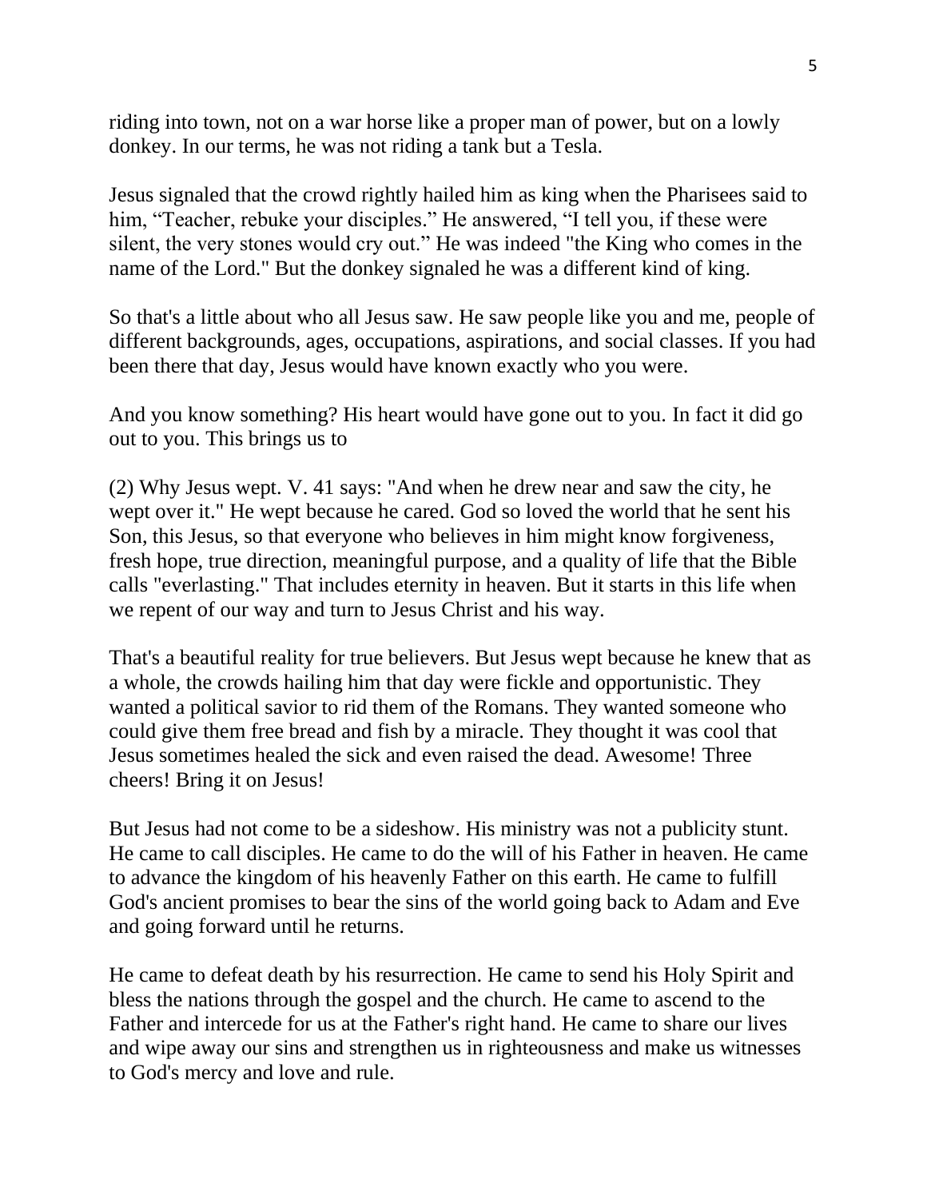riding into town, not on a war horse like a proper man of power, but on a lowly donkey. In our terms, he was not riding a tank but a Tesla.

Jesus signaled that the crowd rightly hailed him as king when the Pharisees said to him, “Teacher, rebuke your disciples.” He answered, “I tell you, if these were silent, the very stones would cry out.” He was indeed "the King who comes in the name of the Lord." But the donkey signaled he was a different kind of king.

So that's a little about who all Jesus saw. He saw people like you and me, people of different backgrounds, ages, occupations, aspirations, and social classes. If you had been there that day, Jesus would have known exactly who you were.

And you know something? His heart would have gone out to you. In fact it did go out to you. This brings us to

(2) Why Jesus wept. V. 41 says: "And when he drew near and saw the city, he wept over it." He wept because he cared. God so loved the world that he sent his Son, this Jesus, so that everyone who believes in him might know forgiveness, fresh hope, true direction, meaningful purpose, and a quality of life that the Bible calls "everlasting." That includes eternity in heaven. But it starts in this life when we repent of our way and turn to Jesus Christ and his way.

That's a beautiful reality for true believers. But Jesus wept because he knew that as a whole, the crowds hailing him that day were fickle and opportunistic. They wanted a political savior to rid them of the Romans. They wanted someone who could give them free bread and fish by a miracle. They thought it was cool that Jesus sometimes healed the sick and even raised the dead. Awesome! Three cheers! Bring it on Jesus!

But Jesus had not come to be a sideshow. His ministry was not a publicity stunt. He came to call disciples. He came to do the will of his Father in heaven. He came to advance the kingdom of his heavenly Father on this earth. He came to fulfill God's ancient promises to bear the sins of the world going back to Adam and Eve and going forward until he returns.

He came to defeat death by his resurrection. He came to send his Holy Spirit and bless the nations through the gospel and the church. He came to ascend to the Father and intercede for us at the Father's right hand. He came to share our lives and wipe away our sins and strengthen us in righteousness and make us witnesses to God's mercy and love and rule.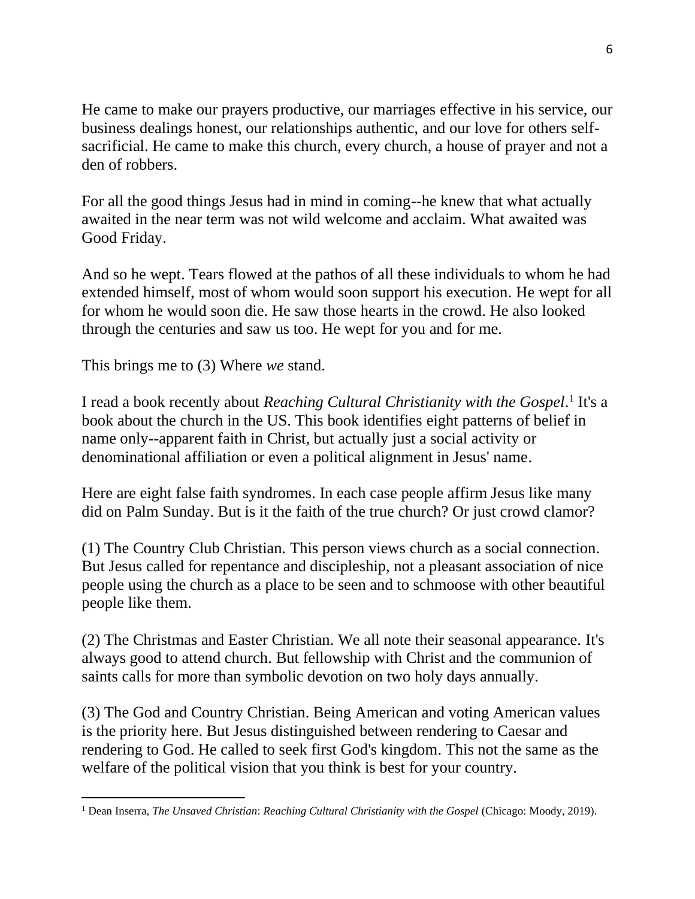He came to make our prayers productive, our marriages effective in his service, our business dealings honest, our relationships authentic, and our love for others self-sacrificial. He came to make this church, every church, a house of prayer and not a den of robbers.

For all the good things Jesus had in mind in coming--he knew that what actually awaited in the near term was not wild welcome and acclaim. What awaited was Good Friday.

And so he wept. Tears flowed at the pathos of all these individuals to whom he had extended himself, most of whom would soon support his execution. He wept for all for whom he would soon die. He saw those hearts in the crowd. He also looked through the centuries and saw us too. He wept for you and for me.

This brings me to (3) Where *we* stand.

I read a book recently about *Reaching Cultural Christianity with the Gospel*.[1] It's a book about the church in the US. This book identifies eight patterns of belief in name only--apparent faith in Christ, but actually just a social activity or denominational affiliation or even a political alignment in Jesus' name.

Here are eight false faith syndromes. In each case people affirm Jesus like many did on Palm Sunday. But is it the faith of the true church? Or just crowd clamor?

(1) The Country Club Christian. This person views church as a social connection. But Jesus called for repentance and discipleship, not a pleasant association of nice people using the church as a place to be seen and to schmoose with other beautiful people like them.

(2) The Christmas and Easter Christian. We all note their seasonal appearance. It's always good to attend church. But fellowship with Christ and the communion of saints calls for more than symbolic devotion on two holy days annually.

(3) The God and Country Christian. Being American and voting American values is the priority here. But Jesus distinguished between rendering to Caesar and rendering to God. He called to seek first God's kingdom. This not the same as the welfare of the political vision that you think is best for your country.

---

[1] Dean Inserra, *The Unsaved Christian*: *Reaching Cultural Christianity with the Gospel* (Chicago: Moody, 2019).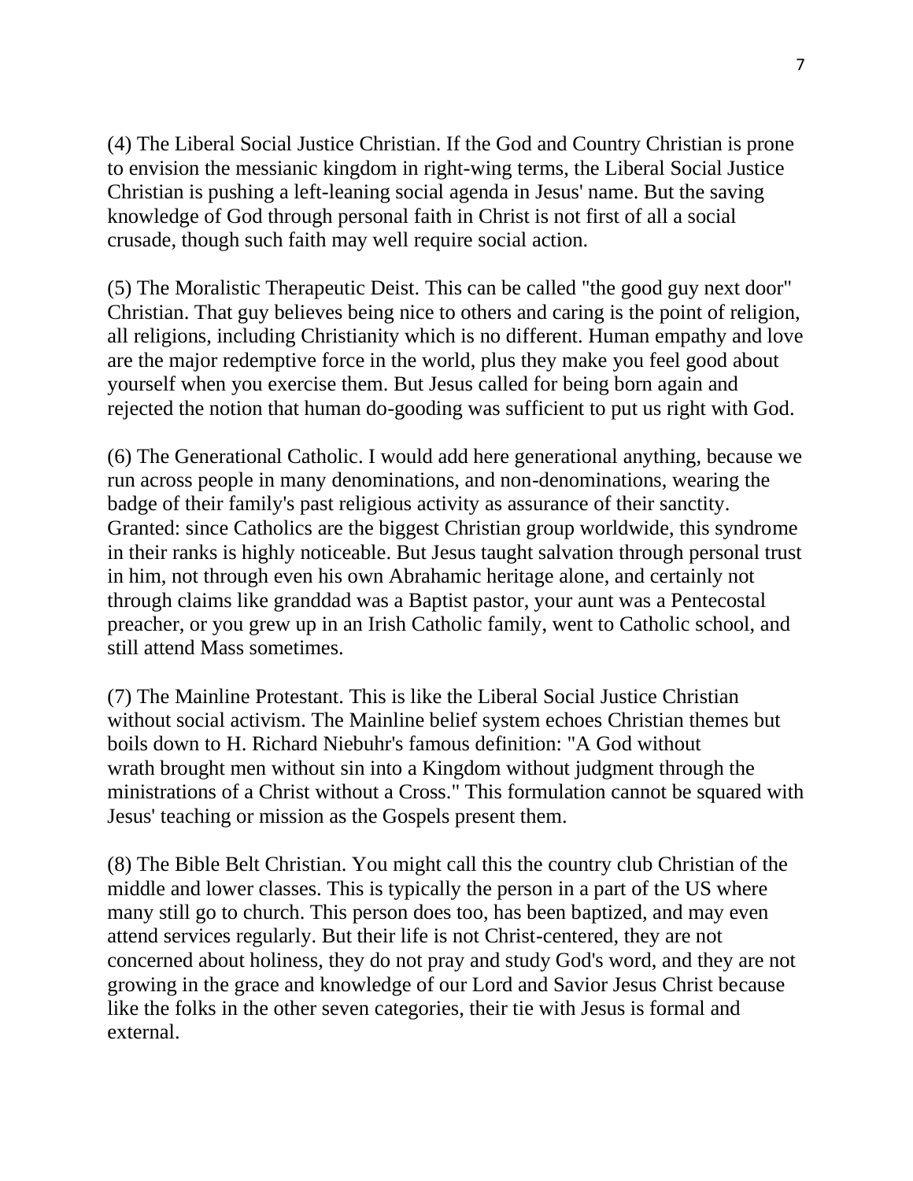(4) The Liberal Social Justice Christian. If the God and Country Christian is prone to envision the messianic kingdom in right-wing terms, the Liberal Social Justice Christian is pushing a left-leaning social agenda in Jesus' name. But the saving knowledge of God through personal faith in Christ is not first of all a social crusade, though such faith may well require social action.

(5) The Moralistic Therapeutic Deist. This can be called "the good guy next door" Christian. That guy believes being nice to others and caring is the point of religion, all religions, including Christianity which is no different. Human empathy and love are the major redemptive force in the world, plus they make you feel good about yourself when you exercise them. But Jesus called for being born again and rejected the notion that human do-gooding was sufficient to put us right with God.

(6) The Generational Catholic. I would add here generational anything, because we run across people in many denominations, and non-denominations, wearing the badge of their family's past religious activity as assurance of their sanctity. Granted: since Catholics are the biggest Christian group worldwide, this syndrome in their ranks is highly noticeable. But Jesus taught salvation through personal trust in him, not through even his own Abrahamic heritage alone, and certainly not through claims like granddad was a Baptist pastor, your aunt was a Pentecostal preacher, or you grew up in an Irish Catholic family, went to Catholic school, and still attend Mass sometimes.

(7) The Mainline Protestant. This is like the Liberal Social Justice Christian without social activism. The Mainline belief system echoes Christian themes but boils down to H. Richard Niebuhr's famous definition: "A God without wrath brought men without sin into a Kingdom without judgment through the ministrations of a Christ without a Cross." This formulation cannot be squared with Jesus' teaching or mission as the Gospels present them.

(8) The Bible Belt Christian. You might call this the country club Christian of the middle and lower classes. This is typically the person in a part of the US where many still go to church. This person does too, has been baptized, and may even attend services regularly. But their life is not Christ-centered, they are not concerned about holiness, they do not pray and study God's word, and they are not growing in the grace and knowledge of our Lord and Savior Jesus Christ because like the folks in the other seven categories, their tie with Jesus is formal and external.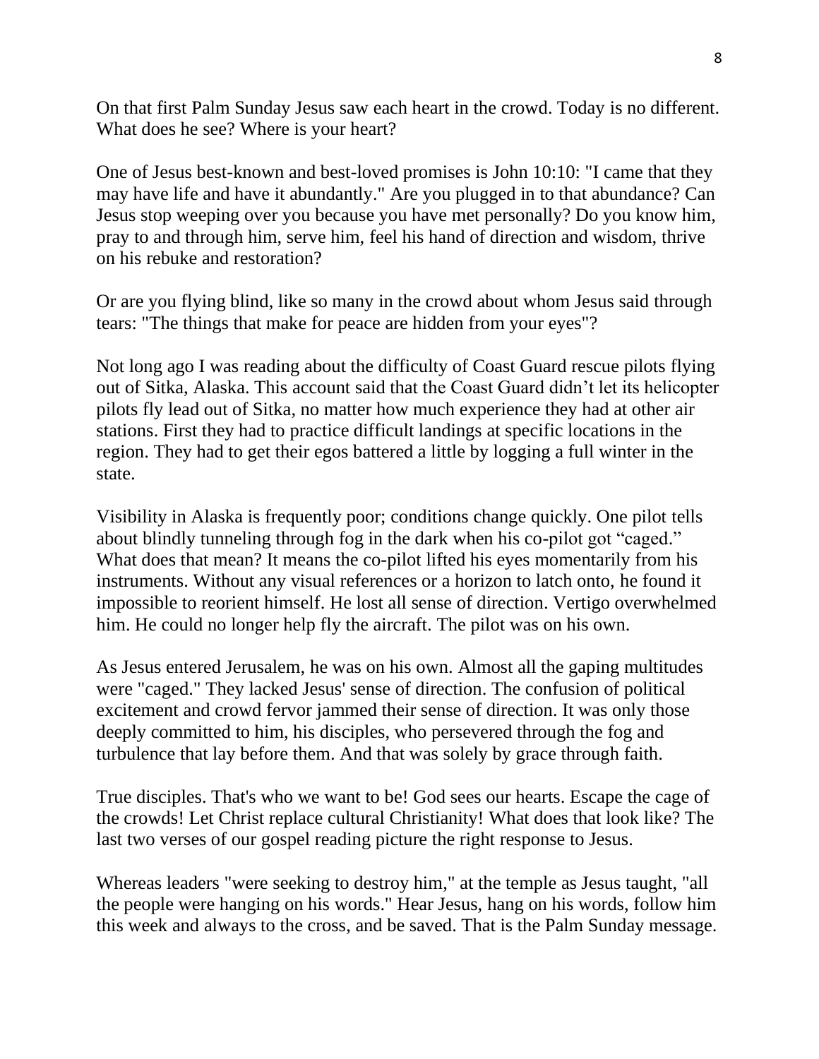On that first Palm Sunday Jesus saw each heart in the crowd. Today is no different. What does he see? Where is your heart?

One of Jesus best-known and best-loved promises is John 10:10: "I came that they may have life and have it abundantly." Are you plugged in to that abundance? Can Jesus stop weeping over you because you have met personally? Do you know him, pray to and through him, serve him, feel his hand of direction and wisdom, thrive on his rebuke and restoration?

Or are you flying blind, like so many in the crowd about whom Jesus said through tears: "The things that make for peace are hidden from your eyes"?

Not long ago I was reading about the difficulty of Coast Guard rescue pilots flying out of Sitka, Alaska. This account said that the Coast Guard didn't let its helicopter pilots fly lead out of Sitka, no matter how much experience they had at other air stations. First they had to practice difficult landings at specific locations in the region. They had to get their egos battered a little by logging a full winter in the state.

Visibility in Alaska is frequently poor; conditions change quickly. One pilot tells about blindly tunneling through fog in the dark when his co-pilot got "caged." What does that mean? It means the co-pilot lifted his eyes momentarily from his instruments. Without any visual references or a horizon to latch onto, he found it impossible to reorient himself. He lost all sense of direction. Vertigo overwhelmed him. He could no longer help fly the aircraft. The pilot was on his own.

As Jesus entered Jerusalem, he was on his own. Almost all the gaping multitudes were "caged." They lacked Jesus' sense of direction. The confusion of political excitement and crowd fervor jammed their sense of direction. It was only those deeply committed to him, his disciples, who persevered through the fog and turbulence that lay before them. And that was solely by grace through faith.

True disciples. That's who we want to be! God sees our hearts. Escape the cage of the crowds! Let Christ replace cultural Christianity! What does that look like? The last two verses of our gospel reading picture the right response to Jesus.

Whereas leaders "were seeking to destroy him," at the temple as Jesus taught, "all the people were hanging on his words." Hear Jesus, hang on his words, follow him this week and always to the cross, and be saved. That is the Palm Sunday message.